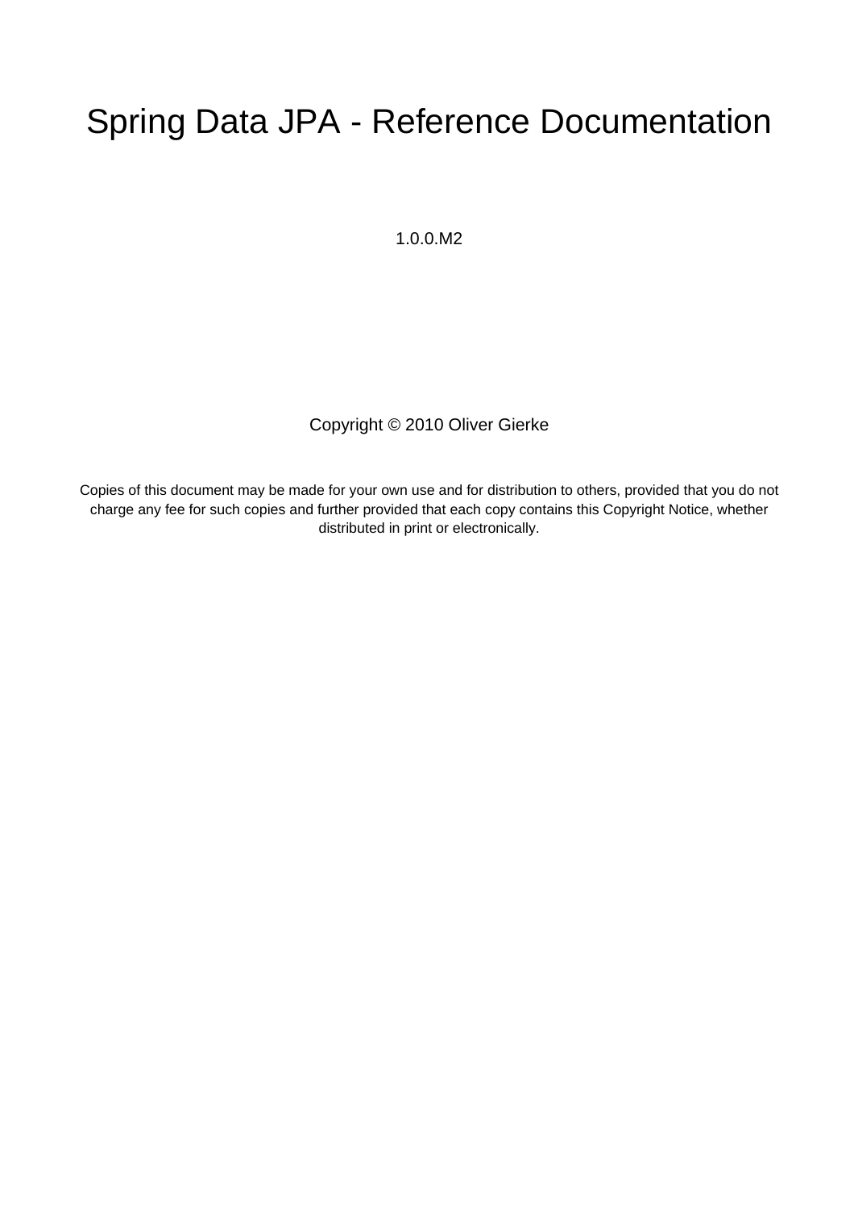# Spring Data JPA - Reference Documentation

1.0.0.M2

Copyright © 2010 Oliver Gierke

Copies of this document may be made for your own use and for distribution to others, provided that you do not charge any fee for such copies and further provided that each copy contains this Copyright Notice, whether distributed in print or electronically.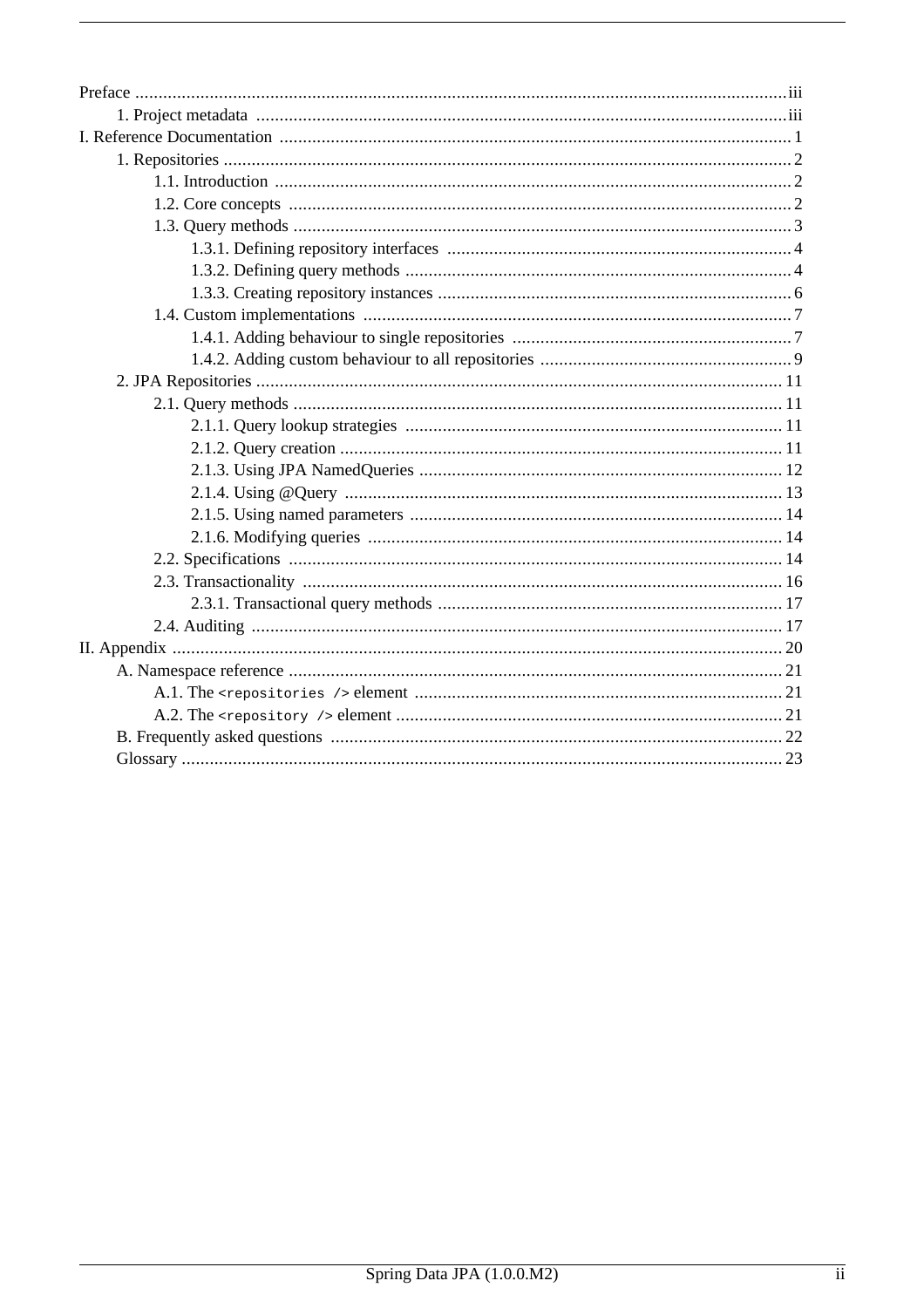Preface ... iii

- 1. Project metadata ... iii

I. Reference Documentation ... 1

- 1. Repositories ... 2
  - 1.1. Introduction ... 2
  - 1.2. Core concepts ... 2
  - 1.3. Query methods ... 3
    - 1.3.1. Defining repository interfaces ... 4
    - 1.3.2. Defining query methods ... 4
    - 1.3.3. Creating repository instances ... 6
  - 1.4. Custom implementations ... 7
    - 1.4.1. Adding behaviour to single repositories ... 7
    - 1.4.2. Adding custom behaviour to all repositories ... 9
- 2. JPA Repositories ... 11
  - 2.1. Query methods ... 11
    - 2.1.1. Query lookup strategies ... 11
    - 2.1.2. Query creation ... 11
    - 2.1.3. Using JPA NamedQueries ... 12
    - 2.1.4. Using @Query ... 13
    - 2.1.5. Using named parameters ... 14
    - 2.1.6. Modifying queries ... 14
  - 2.2. Specifications ... 14
  - 2.3. Transactionality ... 16
    - 2.3.1. Transactional query methods ... 17
  - 2.4. Auditing ... 17

II. Appendix ... 20

- A. Namespace reference ... 21
  - A.1. The `<repositories />` element ... 21
  - A.2. The `<repository />` element ... 21
- B. Frequently asked questions ... 22
- Glossary ... 23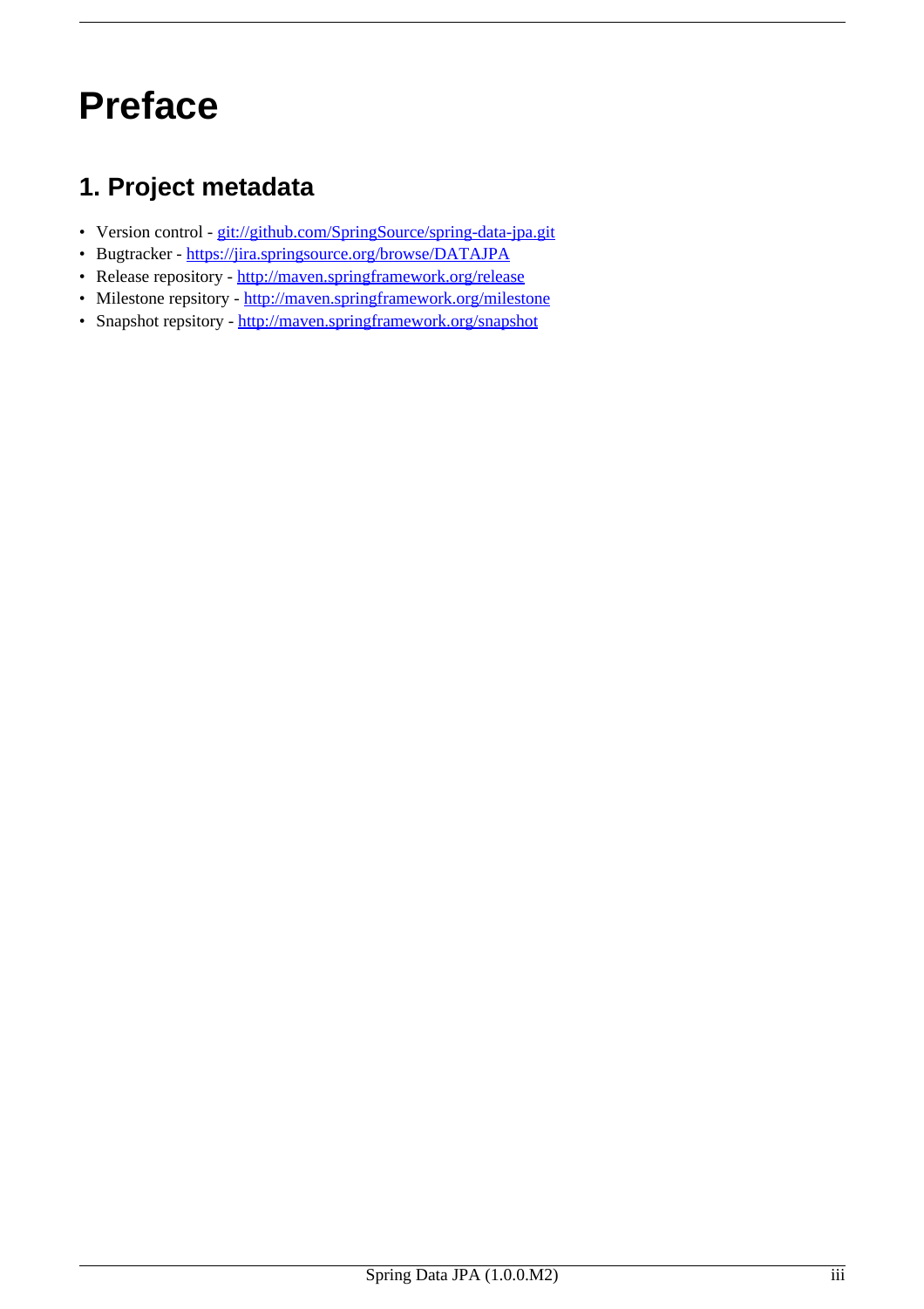# Preface

## 1. Project metadata

- Version control - git://github.com/SpringSource/spring-data-jpa.git
- Bugtracker - https://jira.springsource.org/browse/DATAJPA
- Release repository - http://maven.springframework.org/release
- Milestone repsitory - http://maven.springframework.org/milestone
- Snapshot repsitory - http://maven.springframework.org/snapshot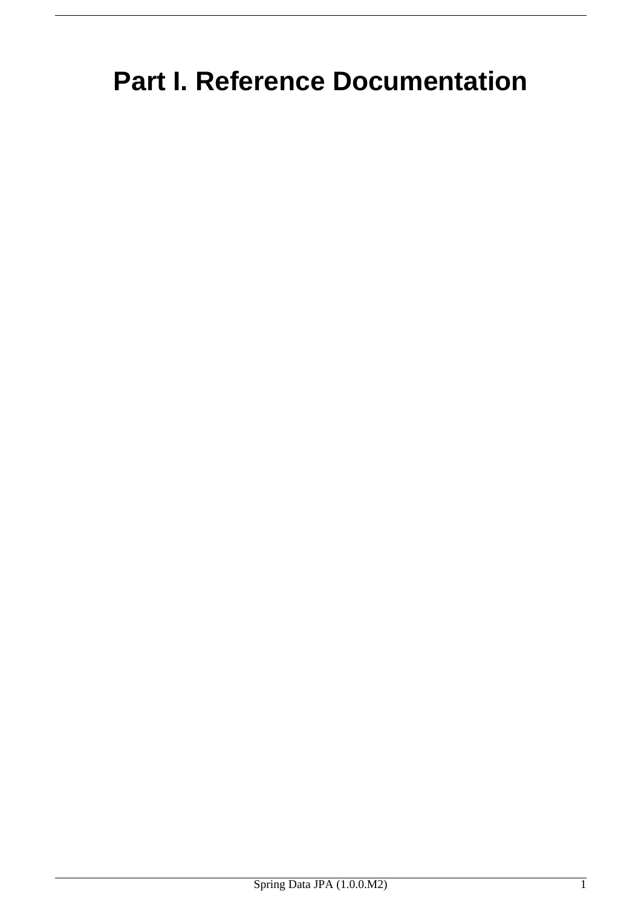# Part I. Reference Documentation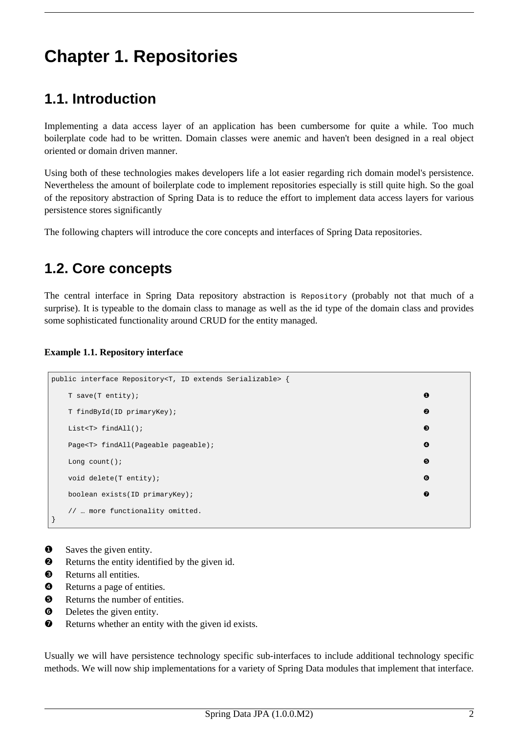# Chapter 1. Repositories

## 1.1. Introduction

Implementing a data access layer of an application has been cumbersome for quite a while. Too much boilerplate code had to be written. Domain classes were anemic and haven't been designed in a real object oriented or domain driven manner.

Using both of these technologies makes developers life a lot easier regarding rich domain model's persistence. Nevertheless the amount of boilerplate code to implement repositories especially is still quite high. So the goal of the repository abstraction of Spring Data is to reduce the effort to implement data access layers for various persistence stores significantly

The following chapters will introduce the core concepts and interfaces of Spring Data repositories.

## 1.2. Core concepts

The central interface in Spring Data repository abstraction is `Repository` (probably not that much of a surprise). It is typeable to the domain class to manage as well as the id type of the domain class and provides some sophisticated functionality around CRUD for the entity managed.

**Example 1.1. Repository interface**

```
public interface Repository<T, ID extends Serializable> {

    T save(T entity);                                                    ❶

    T findById(ID primaryKey);                                           ❷

    List<T> findAll();                                                   ❸

    Page<T> findAll(Pageable pageable);                                  ❹

    Long count();                                                        ❺

    void delete(T entity);                                               ❻

    boolean exists(ID primaryKey);                                       ❼

    // … more functionality omitted.
}
```

❶ Saves the given entity.
❷ Returns the entity identified by the given id.
❸ Returns all entities.
❹ Returns a page of entities.
❺ Returns the number of entities.
❻ Deletes the given entity.
❼ Returns whether an entity with the given id exists.

Usually we will have persistence technology specific sub-interfaces to include additional technology specific methods. We will now ship implementations for a variety of Spring Data modules that implement that interface.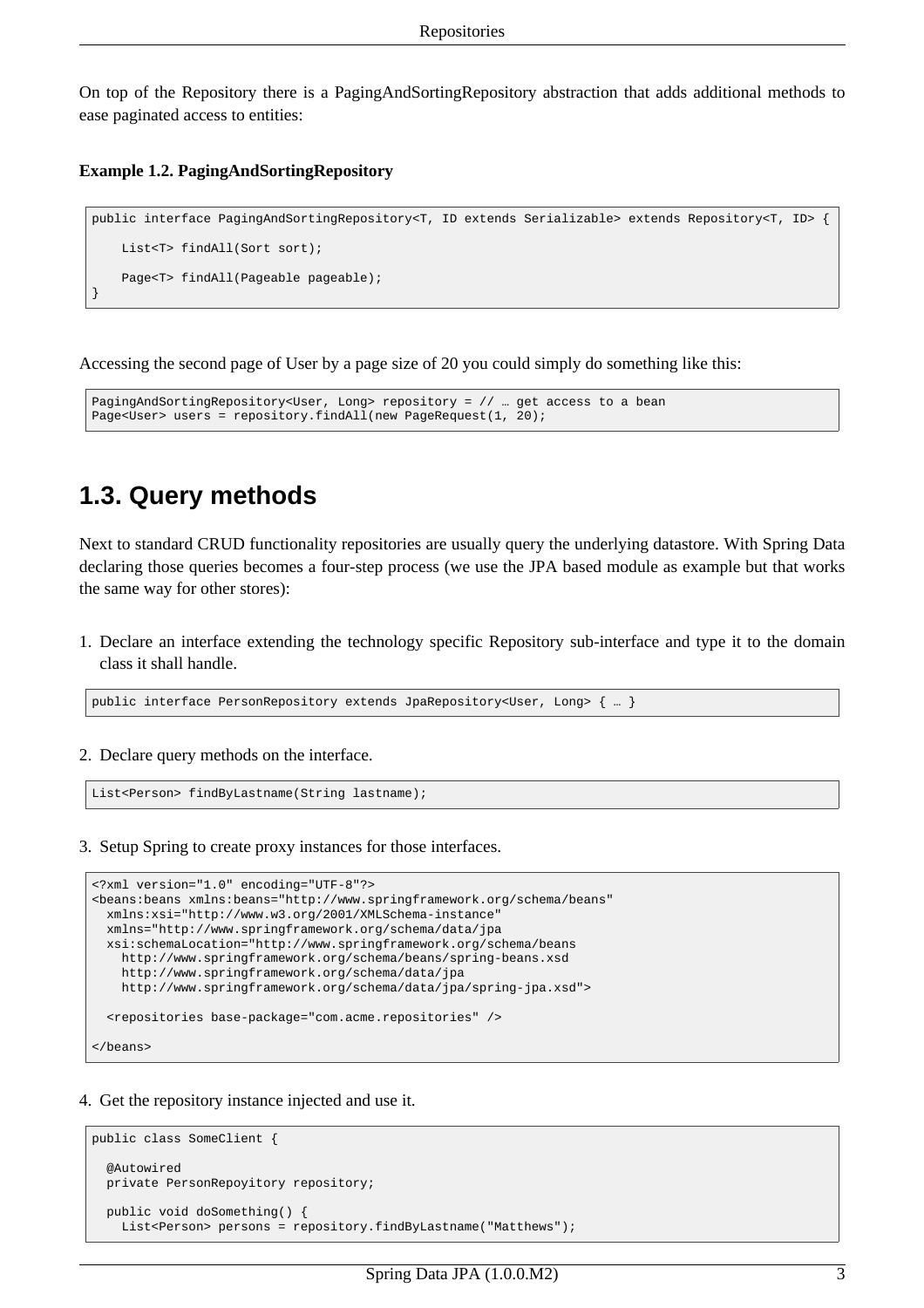On top of the Repository there is a PagingAndSortingRepository abstraction that adds additional methods to ease paginated access to entities:

**Example 1.2. PagingAndSortingRepository**

```
public interface PagingAndSortingRepository<T, ID extends Serializable> extends Repository<T, ID> {

    List<T> findAll(Sort sort);

    Page<T> findAll(Pageable pageable);
}
```

Accessing the second page of User by a page size of 20 you could simply do something like this:

```
PagingAndSortingRepository<User, Long> repository = // … get access to a bean
Page<User> users = repository.findAll(new PageRequest(1, 20);
```

## 1.3. Query methods

Next to standard CRUD functionality repositories are usually query the underlying datastore. With Spring Data declaring those queries becomes a four-step process (we use the JPA based module as example but that works the same way for other stores):

1. Declare an interface extending the technology specific Repository sub-interface and type it to the domain class it shall handle.

```
public interface PersonRepository extends JpaRepository<User, Long> { … }
```

2. Declare query methods on the interface.

```
List<Person> findByLastname(String lastname);
```

3. Setup Spring to create proxy instances for those interfaces.

```
<?xml version="1.0" encoding="UTF-8"?>
<beans:beans xmlns:beans="http://www.springframework.org/schema/beans"
  xmlns:xsi="http://www.w3.org/2001/XMLSchema-instance"
  xmlns="http://www.springframework.org/schema/data/jpa"
  xsi:schemaLocation="http://www.springframework.org/schema/beans
    http://www.springframework.org/schema/beans/spring-beans.xsd
    http://www.springframework.org/schema/data/jpa
    http://www.springframework.org/schema/data/jpa/spring-jpa.xsd">

  <repositories base-package="com.acme.repositories" />

</beans>
```

4. Get the repository instance injected and use it.

```
public class SomeClient {

  @Autowired
  private PersonRepoyitory repository;

  public void doSomething() {
    List<Person> persons = repository.findByLastname("Matthews");
```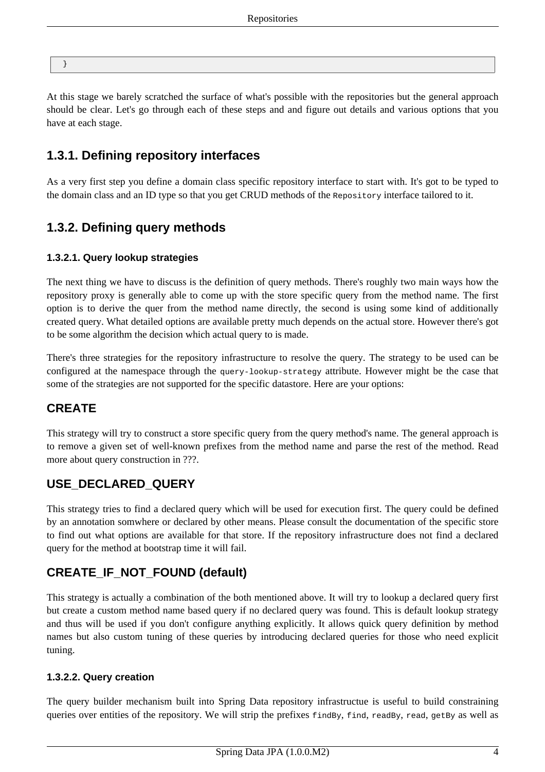```
}
```

At this stage we barely scratched the surface of what's possible with the repositories but the general approach should be clear. Let's go through each of these steps and and figure out details and various options that you have at each stage.

## 1.3.1. Defining repository interfaces

As a very first step you define a domain class specific repository interface to start with. It's got to be typed to the domain class and an ID type so that you get CRUD methods of the `Repository` interface tailored to it.

## 1.3.2. Defining query methods

### 1.3.2.1. Query lookup strategies

The next thing we have to discuss is the definition of query methods. There's roughly two main ways how the repository proxy is generally able to come up with the store specific query from the method name. The first option is to derive the quer from the method name directly, the second is using some kind of additionally created query. What detailed options are available pretty much depends on the actual store. However there's got to be some algorithm the decision which actual query to is made.

There's three strategies for the repository infrastructure to resolve the query. The strategy to be used can be configured at the namespace through the `query-lookup-strategy` attribute. However might be the case that some of the strategies are not supported for the specific datastore. Here are your options:

## CREATE

This strategy will try to construct a store specific query from the query method's name. The general approach is to remove a given set of well-known prefixes from the method name and parse the rest of the method. Read more about query construction in ???.

## USE_DECLARED_QUERY

This strategy tries to find a declared query which will be used for execution first. The query could be defined by an annotation somwhere or declared by other means. Please consult the documentation of the specific store to find out what options are available for that store. If the repository infrastructure does not find a declared query for the method at bootstrap time it will fail.

## CREATE_IF_NOT_FOUND (default)

This strategy is actually a combination of the both mentioned above. It will try to lookup a declared query first but create a custom method name based query if no declared query was found. This is default lookup strategy and thus will be used if you don't configure anything explicitly. It allows quick query definition by method names but also custom tuning of these queries by introducing declared queries for those who need explicit tuning.

### 1.3.2.2. Query creation

The query builder mechanism built into Spring Data repository infrastructue is useful to build constraining queries over entities of the repository. We will strip the prefixes `findBy`, `find`, `readBy`, `read`, `getBy` as well as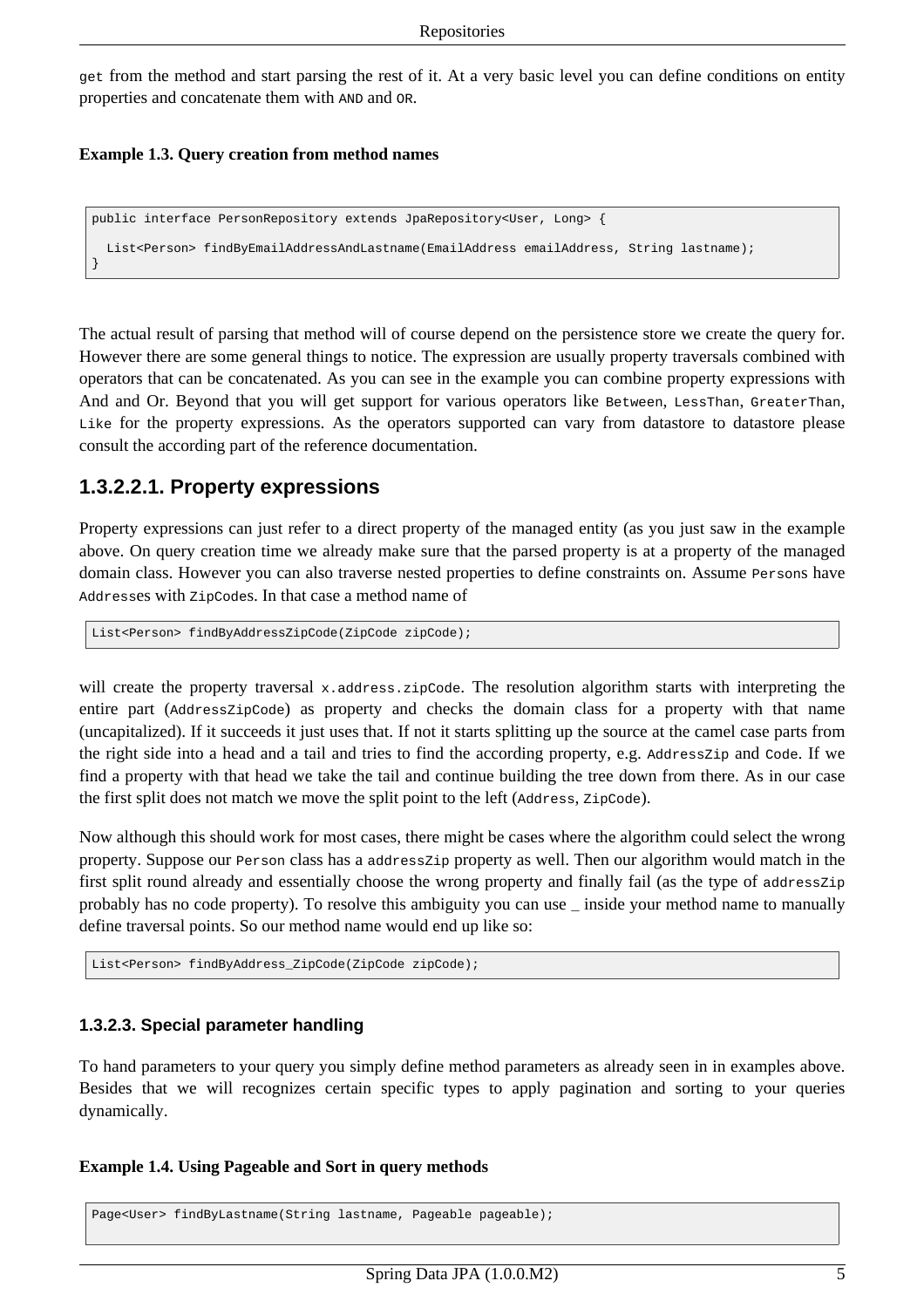`get` from the method and start parsing the rest of it. At a very basic level you can define conditions on entity properties and concatenate them with `AND` and `OR`.

**Example 1.3. Query creation from method names**

```
public interface PersonRepository extends JpaRepository<User, Long> {

  List<Person> findByEmailAddressAndLastname(EmailAddress emailAddress, String lastname);
}
```

The actual result of parsing that method will of course depend on the persistence store we create the query for. However there are some general things to notice. The expression are usually property traversals combined with operators that can be concatenated. As you can see in the example you can combine property expressions with And and Or. Beyond that you will get support for various operators like `Between`, `LessThan`, `GreaterThan`, `Like` for the property expressions. As the operators supported can vary from datastore to datastore please consult the according part of the reference documentation.

## 1.3.2.2.1. Property expressions

Property expressions can just refer to a direct property of the managed entity (as you just saw in the example above. On query creation time we already make sure that the parsed property is at a property of the managed domain class. However you can also traverse nested properties to define constraints on. Assume `Persons` have `Addresses` with `ZipCodes`. In that case a method name of

```
List<Person> findByAddressZipCode(ZipCode zipCode);
```

will create the property traversal `x.address.zipCode`. The resolution algorithm starts with interpreting the entire part (`AddressZipCode`) as property and checks the domain class for a property with that name (uncapitalized). If it succeeds it just uses that. If not it starts splitting up the source at the camel case parts from the right side into a head and a tail and tries to find the according property, e.g. `AddressZip` and `Code`. If we find a property with that head we take the tail and continue building the tree down from there. As in our case the first split does not match we move the split point to the left (`Address`, `ZipCode`).

Now although this should work for most cases, there might be cases where the algorithm could select the wrong property. Suppose our `Person` class has a `addressZip` property as well. Then our algorithm would match in the first split round already and essentially choose the wrong property and finally fail (as the type of `addressZip` probably has no code property). To resolve this ambiguity you can use _ inside your method name to manually define traversal points. So our method name would end up like so:

```
List<Person> findByAddress_ZipCode(ZipCode zipCode);
```

### 1.3.2.3. Special parameter handling

To hand parameters to your query you simply define method parameters as already seen in in examples above. Besides that we will recognizes certain specific types to apply pagination and sorting to your queries dynamically.

**Example 1.4. Using Pageable and Sort in query methods**

```
Page<User> findByLastname(String lastname, Pageable pageable);
```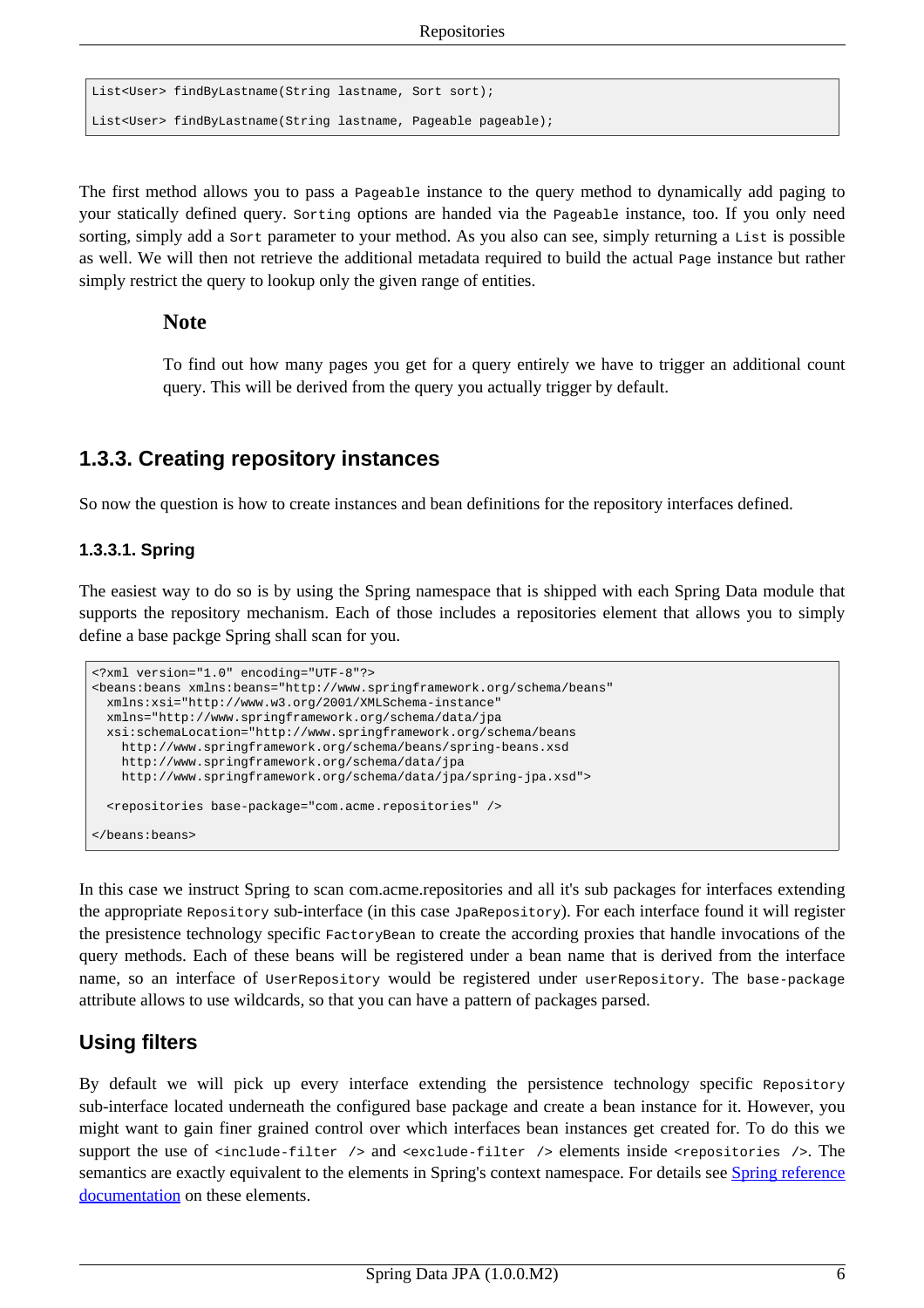```
List<User> findByLastname(String lastname, Sort sort);

List<User> findByLastname(String lastname, Pageable pageable);
```

The first method allows you to pass a `Pageable` instance to the query method to dynamically add paging to your statically defined query. `Sorting` options are handed via the `Pageable` instance, too. If you only need sorting, simply add a `Sort` parameter to your method. As you also can see, simply returning a `List` is possible as well. We will then not retrieve the additional metadata required to build the actual `Page` instance but rather simply restrict the query to lookup only the given range of entities.

> **Note**
>
> To find out how many pages you get for a query entirely we have to trigger an additional count query. This will be derived from the query you actually trigger by default.

## 1.3.3. Creating repository instances

So now the question is how to create instances and bean definitions for the repository interfaces defined.

### 1.3.3.1. Spring

The easiest way to do so is by using the Spring namespace that is shipped with each Spring Data module that supports the repository mechanism. Each of those includes a repositories element that allows you to simply define a base packge Spring shall scan for you.

```
<?xml version="1.0" encoding="UTF-8"?>
<beans:beans xmlns:beans="http://www.springframework.org/schema/beans"
  xmlns:xsi="http://www.w3.org/2001/XMLSchema-instance"
  xmlns="http://www.springframework.org/schema/data/jpa"
  xsi:schemaLocation="http://www.springframework.org/schema/beans
    http://www.springframework.org/schema/beans/spring-beans.xsd
    http://www.springframework.org/schema/data/jpa
    http://www.springframework.org/schema/data/jpa/spring-jpa.xsd">

  <repositories base-package="com.acme.repositories" />

</beans:beans>
```

In this case we instruct Spring to scan com.acme.repositories and all it's sub packages for interfaces extending the appropriate `Repository` sub-interface (in this case `JpaRepository`). For each interface found it will register the presistence technology specific `FactoryBean` to create the according proxies that handle invocations of the query methods. Each of these beans will be registered under a bean name that is derived from the interface name, so an interface of `UserRepository` would be registered under `userRepository`. The `base-package` attribute allows to use wildcards, so that you can have a pattern of packages parsed.

## Using filters

By default we will pick up every interface extending the persistence technology specific `Repository` sub-interface located underneath the configured base package and create a bean instance for it. However, you might want to gain finer grained control over which interfaces bean instances get created for. To do this we support the use of `<include-filter />` and `<exclude-filter />` elements inside `<repositories />`. The semantics are exactly equivalent to the elements in Spring's context namespace. For details see Spring reference documentation on these elements.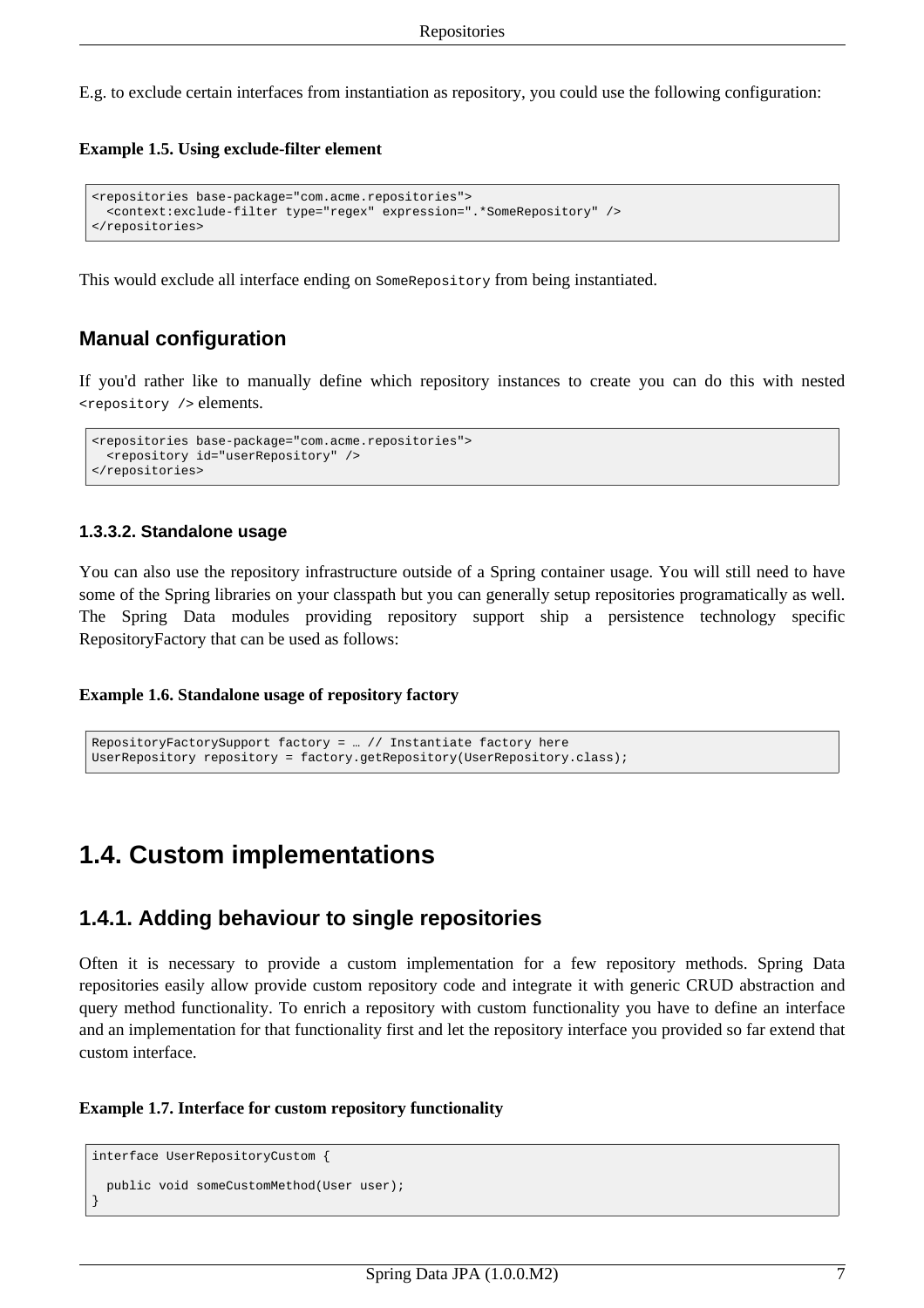E.g. to exclude certain interfaces from instantiation as repository, you could use the following configuration:

**Example 1.5. Using exclude-filter element**

```
<repositories base-package="com.acme.repositories">
  <context:exclude-filter type="regex" expression=".*SomeRepository" />
</repositories>
```

This would exclude all interface ending on `SomeRepository` from being instantiated.

### Manual configuration

If you'd rather like to manually define which repository instances to create you can do this with nested `<repository />` elements.

```
<repositories base-package="com.acme.repositories">
  <repository id="userRepository" />
</repositories>
```

#### 1.3.3.2. Standalone usage

You can also use the repository infrastructure outside of a Spring container usage. You will still need to have some of the Spring libraries on your classpath but you can generally setup repositories programatically as well. The Spring Data modules providing repository support ship a persistence technology specific RepositoryFactory that can be used as follows:

**Example 1.6. Standalone usage of repository factory**

```
RepositoryFactorySupport factory = … // Instantiate factory here
UserRepository repository = factory.getRepository(UserRepository.class);
```

## 1.4. Custom implementations

### 1.4.1. Adding behaviour to single repositories

Often it is necessary to provide a custom implementation for a few repository methods. Spring Data repositories easily allow provide custom repository code and integrate it with generic CRUD abstraction and query method functionality. To enrich a repository with custom functionality you have to define an interface and an implementation for that functionality first and let the repository interface you provided so far extend that custom interface.

**Example 1.7. Interface for custom repository functionality**

```
interface UserRepositoryCustom {

  public void someCustomMethod(User user);
}
```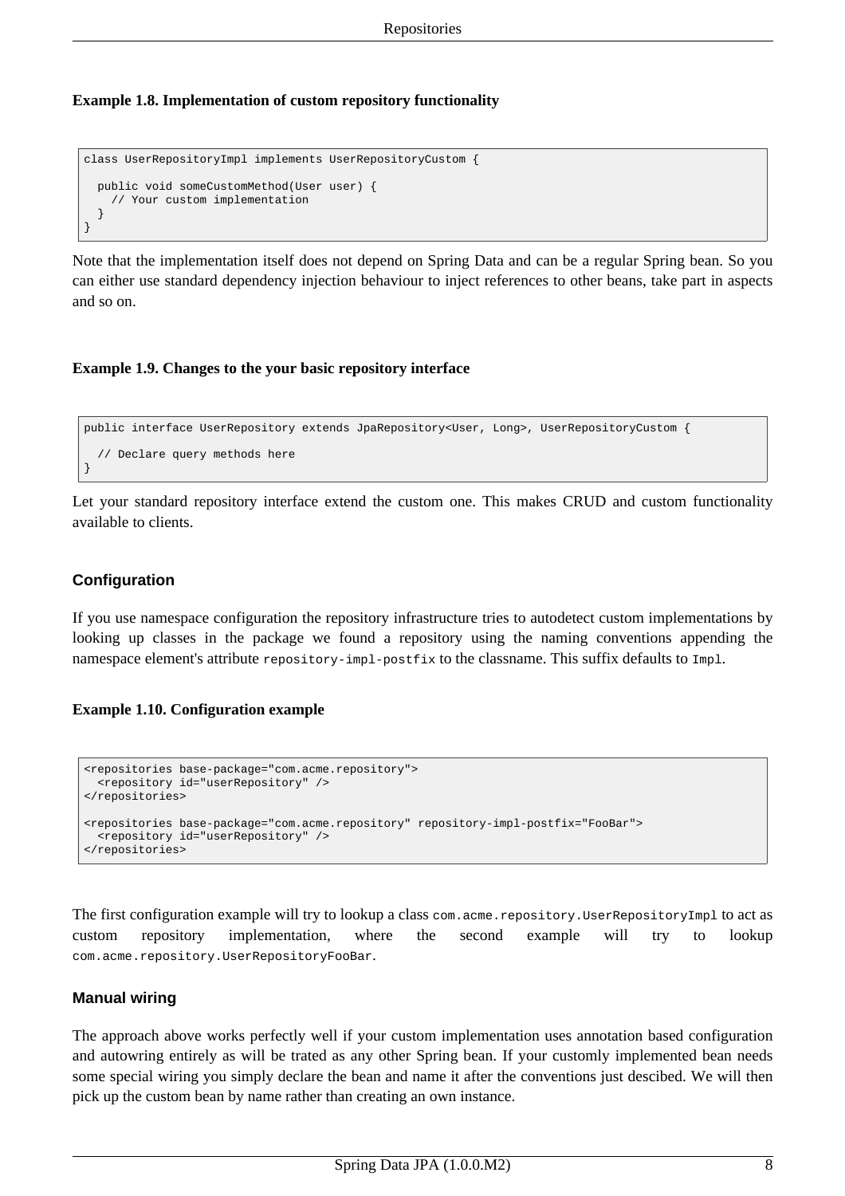**Example 1.8. Implementation of custom repository functionality**

```
class UserRepositoryImpl implements UserRepositoryCustom {

  public void someCustomMethod(User user) {
    // Your custom implementation
  }
}
```

Note that the implementation itself does not depend on Spring Data and can be a regular Spring bean. So you can either use standard dependency injection behaviour to inject references to other beans, take part in aspects and so on.

**Example 1.9. Changes to the your basic repository interface**

```
public interface UserRepository extends JpaRepository<User, Long>, UserRepositoryCustom {

  // Declare query methods here
}
```

Let your standard repository interface extend the custom one. This makes CRUD and custom functionality available to clients.

### Configuration

If you use namespace configuration the repository infrastructure tries to autodetect custom implementations by looking up classes in the package we found a repository using the naming conventions appending the namespace element's attribute `repository-impl-postfix` to the classname. This suffix defaults to `Impl`.

**Example 1.10. Configuration example**

```
<repositories base-package="com.acme.repository">
  <repository id="userRepository" />
</repositories>

<repositories base-package="com.acme.repository" repository-impl-postfix="FooBar">
  <repository id="userRepository" />
</repositories>
```

The first configuration example will try to lookup a class `com.acme.repository.UserRepositoryImpl` to act as custom repository implementation, where the second example will try to lookup `com.acme.repository.UserRepositoryFooBar`.

### Manual wiring

The approach above works perfectly well if your custom implementation uses annotation based configuration and autowring entirely as will be trated as any other Spring bean. If your customly implemented bean needs some special wiring you simply declare the bean and name it after the conventions just descibed. We will then pick up the custom bean by name rather than creating an own instance.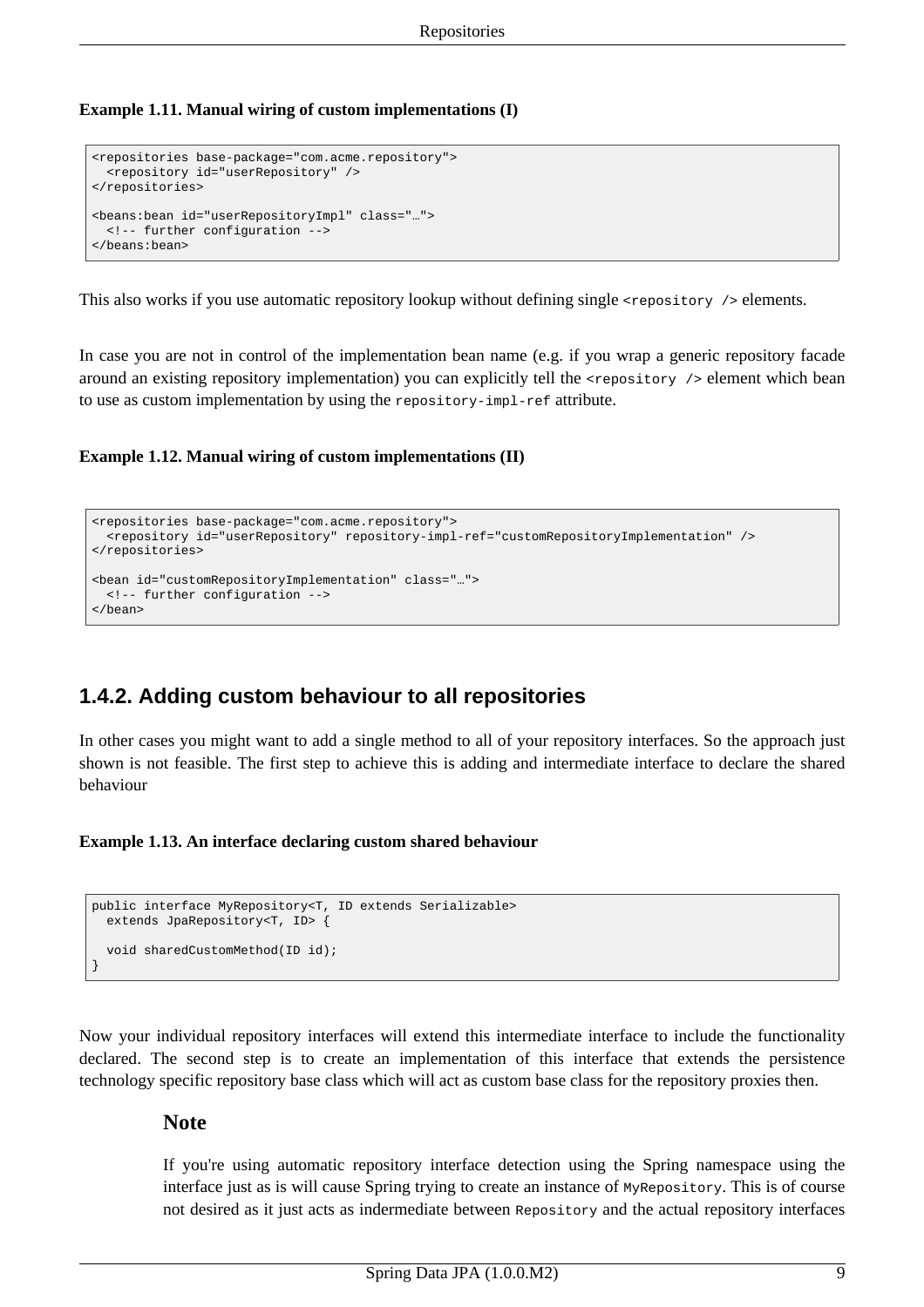**Example 1.11. Manual wiring of custom implementations (I)**

```
<repositories base-package="com.acme.repository">
  <repository id="userRepository" />
</repositories>

<beans:bean id="userRepositoryImpl" class="…">
  <!-- further configuration -->
</beans:bean>
```

This also works if you use automatic repository lookup without defining single `<repository />` elements.

In case you are not in control of the implementation bean name (e.g. if you wrap a generic repository facade around an existing repository implementation) you can explicitly tell the `<repository />` element which bean to use as custom implementation by using the `repository-impl-ref` attribute.

**Example 1.12. Manual wiring of custom implementations (II)**

```
<repositories base-package="com.acme.repository">
  <repository id="userRepository" repository-impl-ref="customRepositoryImplementation" />
</repositories>

<bean id="customRepositoryImplementation" class="…">
  <!-- further configuration -->
</bean>
```

## 1.4.2. Adding custom behaviour to all repositories

In other cases you might want to add a single method to all of your repository interfaces. So the approach just shown is not feasible. The first step to achieve this is adding and intermediate interface to declare the shared behaviour

**Example 1.13. An interface declaring custom shared behaviour**

```
public interface MyRepository<T, ID extends Serializable>
  extends JpaRepository<T, ID> {

  void sharedCustomMethod(ID id);
}
```

Now your individual repository interfaces will extend this intermediate interface to include the functionality declared. The second step is to create an implementation of this interface that extends the persistence technology specific repository base class which will act as custom base class for the repository proxies then.

### Note

If you're using automatic repository interface detection using the Spring namespace using the interface just as is will cause Spring trying to create an instance of `MyRepository`. This is of course not desired as it just acts as indermediate between `Repository` and the actual repository interfaces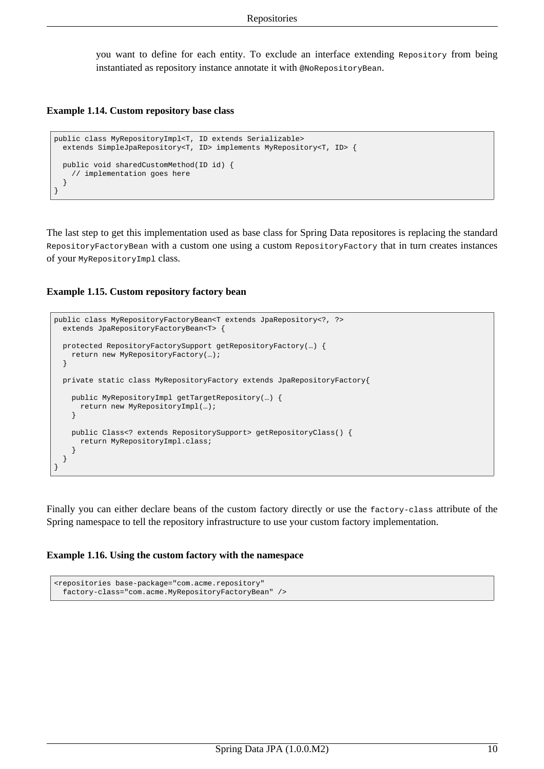you want to define for each entity. To exclude an interface extending `Repository` from being instantiated as repository instance annotate it with `@NoRepositoryBean`.

**Example 1.14. Custom repository base class**

```
public class MyRepositoryImpl<T, ID extends Serializable>
  extends SimpleJpaRepository<T, ID> implements MyRepository<T, ID> {

  public void sharedCustomMethod(ID id) {
    // implementation goes here
  }
}
```

The last step to get this implementation used as base class for Spring Data repositores is replacing the standard `RepositoryFactoryBean` with a custom one using a custom `RepositoryFactory` that in turn creates instances of your `MyRepositoryImpl` class.

**Example 1.15. Custom repository factory bean**

```
public class MyRepositoryFactoryBean<T extends JpaRepository<?, ?>
  extends JpaRepositoryFactoryBean<T> {

  protected RepositoryFactorySupport getRepositoryFactory(…) {
    return new MyRepositoryFactory(…);
  }

  private static class MyRepositoryFactory extends JpaRepositoryFactory{

    public MyRepositoryImpl getTargetRepository(…) {
      return new MyRepositoryImpl(…);
    }

    public Class<? extends RepositorySupport> getRepositoryClass() {
      return MyRepositoryImpl.class;
    }
  }
}
```

Finally you can either declare beans of the custom factory directly or use the `factory-class` attribute of the Spring namespace to tell the repository infrastructure to use your custom factory implementation.

**Example 1.16. Using the custom factory with the namespace**

```
<repositories base-package="com.acme.repository"
  factory-class="com.acme.MyRepositoryFactoryBean" />
```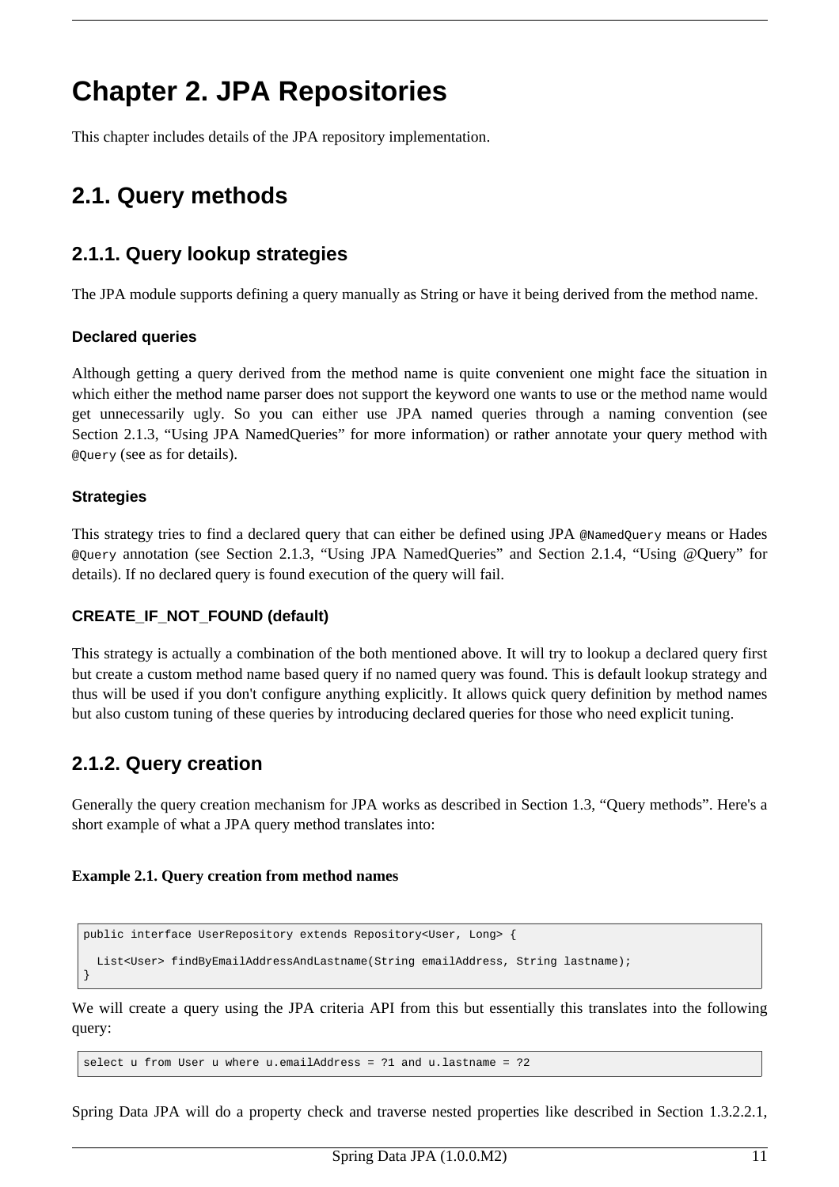# Chapter 2. JPA Repositories

This chapter includes details of the JPA repository implementation.

## 2.1. Query methods

### 2.1.1. Query lookup strategies

The JPA module supports defining a query manually as String or have it being derived from the method name.

#### Declared queries

Although getting a query derived from the method name is quite convenient one might face the situation in which either the method name parser does not support the keyword one wants to use or the method name would get unnecessarily ugly. So you can either use JPA named queries through a naming convention (see Section 2.1.3, “Using JPA NamedQueries” for more information) or rather annotate your query method with `@Query` (see as for details).

#### Strategies

This strategy tries to find a declared query that can either be defined using JPA `@NamedQuery` means or Hades `@Query` annotation (see Section 2.1.3, “Using JPA NamedQueries” and Section 2.1.4, “Using @Query” for details). If no declared query is found execution of the query will fail.

#### CREATE_IF_NOT_FOUND (default)

This strategy is actually a combination of the both mentioned above. It will try to lookup a declared query first but create a custom method name based query if no named query was found. This is default lookup strategy and thus will be used if you don't configure anything explicitly. It allows quick query definition by method names but also custom tuning of these queries by introducing declared queries for those who need explicit tuning.

### 2.1.2. Query creation

Generally the query creation mechanism for JPA works as described in Section 1.3, “Query methods”. Here's a short example of what a JPA query method translates into:

**Example 2.1. Query creation from method names**

```
public interface UserRepository extends Repository<User, Long> {

  List<User> findByEmailAddressAndLastname(String emailAddress, String lastname);
}
```

We will create a query using the JPA criteria API from this but essentially this translates into the following query:

```
select u from User u where u.emailAddress = ?1 and u.lastname = ?2
```

Spring Data JPA will do a property check and traverse nested properties like described in Section 1.3.2.2.1,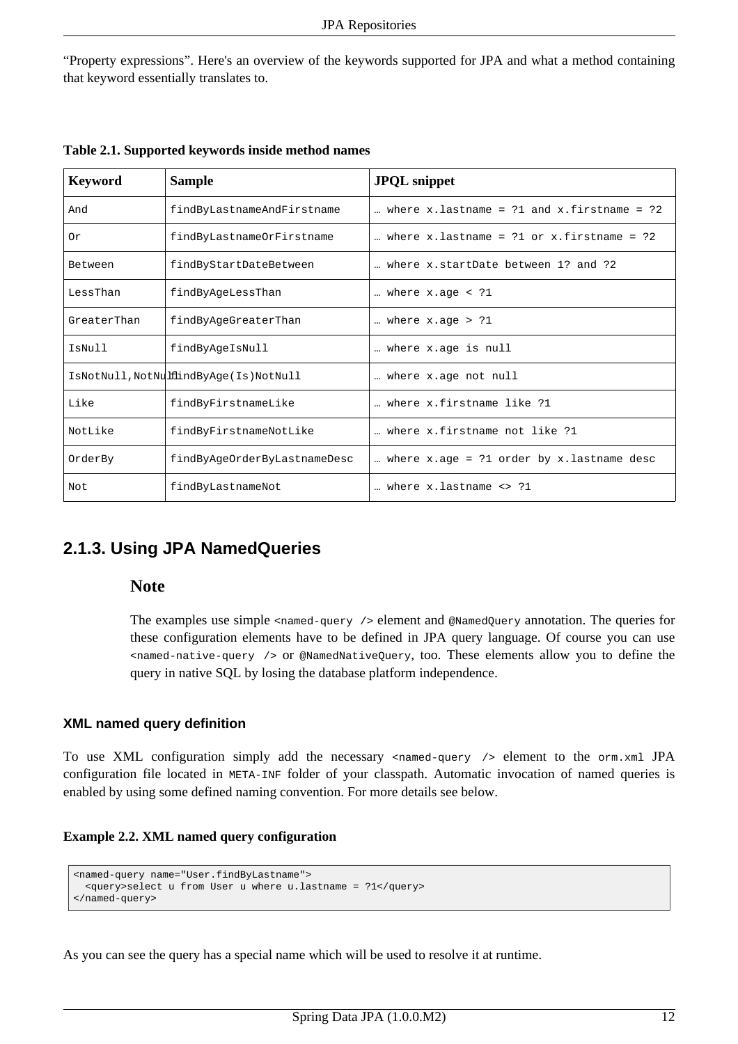"Property expressions". Here's an overview of the keywords supported for JPA and what a method containing that keyword essentially translates to.

**Table 2.1. Supported keywords inside method names**

| Keyword | Sample | JPQL snippet |
| --- | --- | --- |
| `And` | `findByLastnameAndFirstname` | `… where x.lastname = ?1 and x.firstname = ?2` |
| `Or` | `findByLastnameOrFirstname` | `… where x.lastname = ?1 or x.firstname = ?2` |
| `Between` | `findByStartDateBetween` | `… where x.startDate between 1? and ?2` |
| `LessThan` | `findByAgeLessThan` | `… where x.age < ?1` |
| `GreaterThan` | `findByAgeGreaterThan` | `… where x.age > ?1` |
| `IsNull` | `findByAgeIsNull` | `… where x.age is null` |
| `IsNotNull,NotNull` | `findByAge(Is)NotNull` | `… where x.age not null` |
| `Like` | `findByFirstnameLike` | `… where x.firstname like ?1` |
| `NotLike` | `findByFirstnameNotLike` | `… where x.firstname not like ?1` |
| `OrderBy` | `findByAgeOrderByLastnameDesc` | `… where x.age = ?1 order by x.lastname desc` |
| `Not` | `findByLastnameNot` | `… where x.lastname <> ?1` |

## 2.1.3. Using JPA NamedQueries

### Note

The examples use simple `<named-query />` element and `@NamedQuery` annotation. The queries for these configuration elements have to be defined in JPA query language. Of course you can use `<named-native-query />` or `@NamedNativeQuery`, too. These elements allow you to define the query in native SQL by losing the database platform independence.

#### XML named query definition

To use XML configuration simply add the necessary `<named-query />` element to the `orm.xml` JPA configuration file located in `META-INF` folder of your classpath. Automatic invocation of named queries is enabled by using some defined naming convention. For more details see below.

**Example 2.2. XML named query configuration**

```
<named-query name="User.findByLastname">
  <query>select u from User u where u.lastname = ?1</query>
</named-query>
```

As you can see the query has a special name which will be used to resolve it at runtime.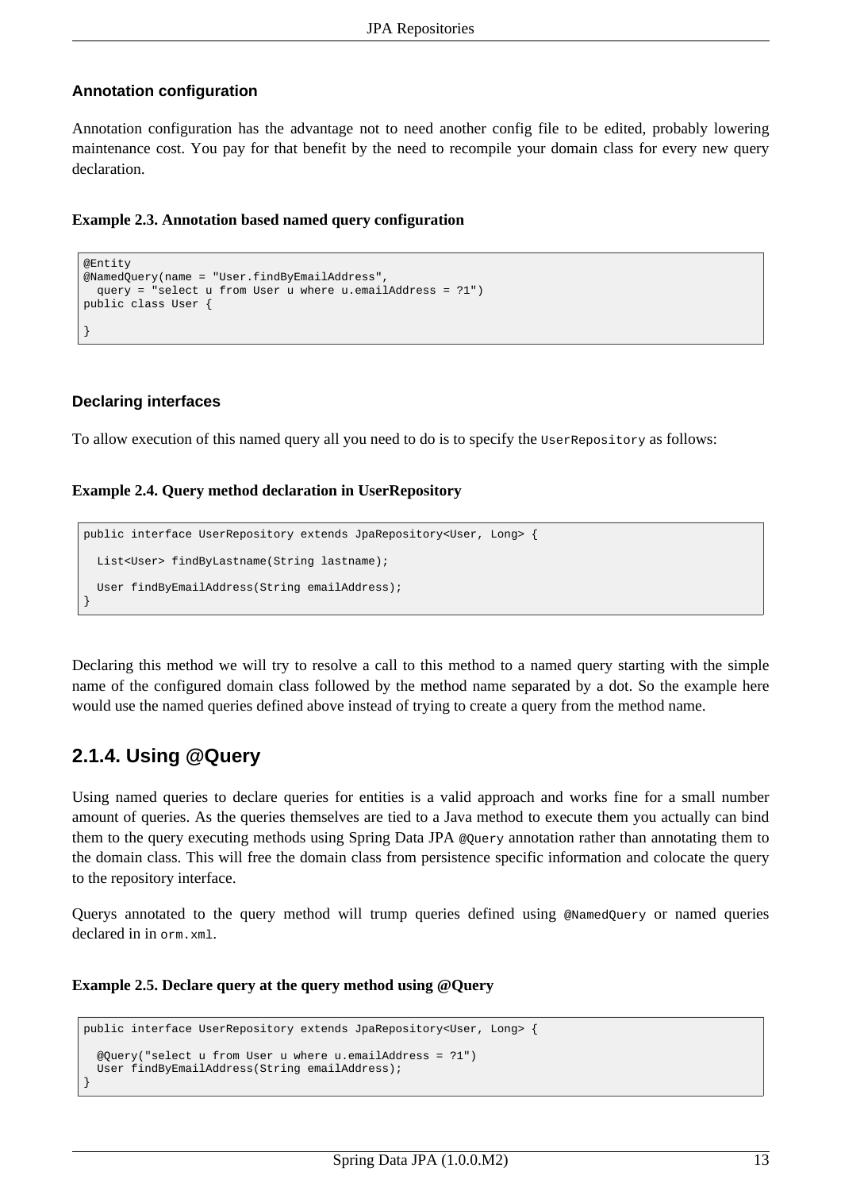#### Annotation configuration

Annotation configuration has the advantage not to need another config file to be edited, probably lowering maintenance cost. You pay for that benefit by the need to recompile your domain class for every new query declaration.

**Example 2.3. Annotation based named query configuration**

```
@Entity
@NamedQuery(name = "User.findByEmailAddress",
  query = "select u from User u where u.emailAddress = ?1")
public class User {

}
```

#### Declaring interfaces

To allow execution of this named query all you need to do is to specify the `UserRepository` as follows:

**Example 2.4. Query method declaration in UserRepository**

```
public interface UserRepository extends JpaRepository<User, Long> {

  List<User> findByLastname(String lastname);

  User findByEmailAddress(String emailAddress);
}
```

Declaring this method we will try to resolve a call to this method to a named query starting with the simple name of the configured domain class followed by the method name separated by a dot. So the example here would use the named queries defined above instead of trying to create a query from the method name.

### 2.1.4. Using @Query

Using named queries to declare queries for entities is a valid approach and works fine for a small number amount of queries. As the queries themselves are tied to a Java method to execute them you actually can bind them to the query executing methods using Spring Data JPA `@Query` annotation rather than annotating them to the domain class. This will free the domain class from persistence specific information and colocate the query to the repository interface.

Querys annotated to the query method will trump queries defined using `@NamedQuery` or named queries declared in in `orm.xml`.

**Example 2.5. Declare query at the query method using @Query**

```
public interface UserRepository extends JpaRepository<User, Long> {

  @Query("select u from User u where u.emailAddress = ?1")
  User findByEmailAddress(String emailAddress);
}
```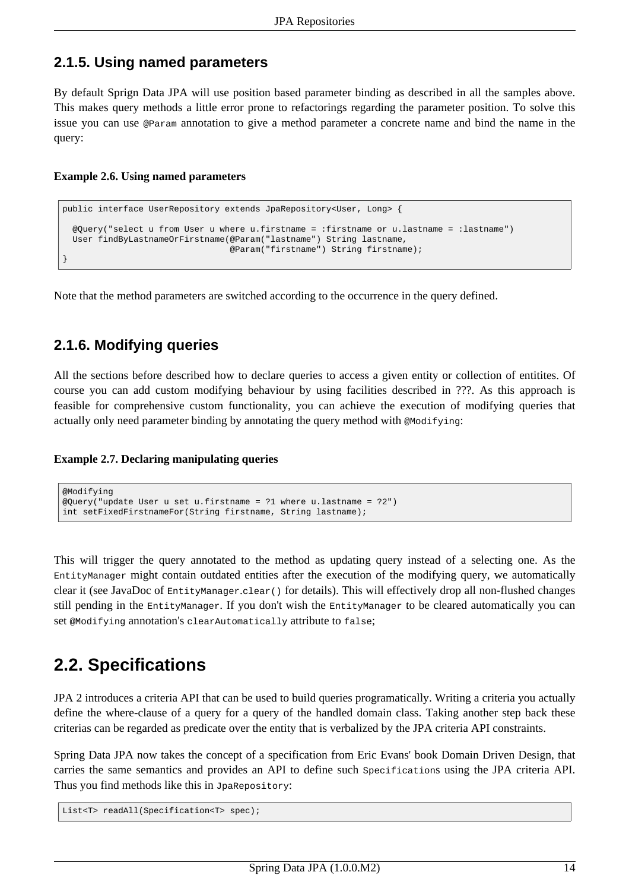### 2.1.5. Using named parameters

By default Sprign Data JPA will use position based parameter binding as described in all the samples above. This makes query methods a little error prone to refactorings regarding the parameter position. To solve this issue you can use `@Param` annotation to give a method parameter a concrete name and bind the name in the query:

**Example 2.6. Using named parameters**

```
public interface UserRepository extends JpaRepository<User, Long> {

  @Query("select u from User u where u.firstname = :firstname or u.lastname = :lastname")
  User findByLastnameOrFirstname(@Param("lastname") String lastname,
                                 @Param("firstname") String firstname);
}
```

Note that the method parameters are switched according to the occurrence in the query defined.

### 2.1.6. Modifying queries

All the sections before described how to declare queries to access a given entity or collection of entitites. Of course you can add custom modifying behaviour by using facilities described in ???. As this approach is feasible for comprehensive custom functionality, you can achieve the execution of modifying queries that actually only need parameter binding by annotating the query method with `@Modifying`:

**Example 2.7. Declaring manipulating queries**

```
@Modifying
@Query("update User u set u.firstname = ?1 where u.lastname = ?2")
int setFixedFirstnameFor(String firstname, String lastname);
```

This will trigger the query annotated to the method as updating query instead of a selecting one. As the `EntityManager` might contain outdated entities after the execution of the modifying query, we automatically clear it (see JavaDoc of `EntityManager.clear()` for details). This will effectively drop all non-flushed changes still pending in the `EntityManager`. If you don't wish the `EntityManager` to be cleared automatically you can set `@Modifying` annotation's `clearAutomatically` attribute to `false`;

## 2.2. Specifications

JPA 2 introduces a criteria API that can be used to build queries programatically. Writing a criteria you actually define the where-clause of a query for a query of the handled domain class. Taking another step back these criterias can be regarded as predicate over the entity that is verbalized by the JPA criteria API constraints.

Spring Data JPA now takes the concept of a specification from Eric Evans' book Domain Driven Design, that carries the same semantics and provides an API to define such `Specifications` using the JPA criteria API. Thus you find methods like this in `JpaRepository`:

```
List<T> readAll(Specification<T> spec);
```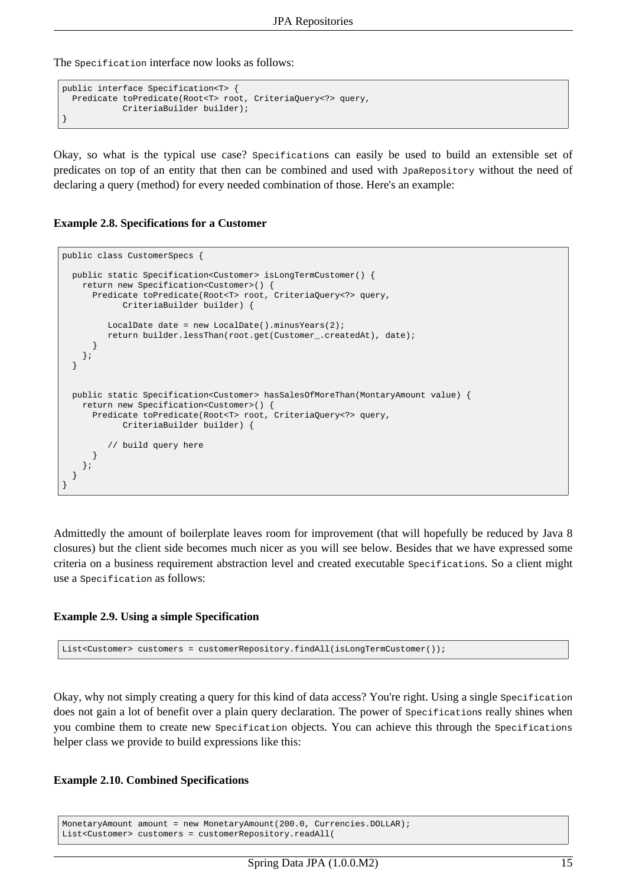The `Specification` interface now looks as follows:

```
public interface Specification<T> {
  Predicate toPredicate(Root<T> root, CriteriaQuery<?> query,
            CriteriaBuilder builder);
}
```

Okay, so what is the typical use case? `Specifications` can easily be used to build an extensible set of predicates on top of an entity that then can be combined and used with `JpaRepository` without the need of declaring a query (method) for every needed combination of those. Here's an example:

**Example 2.8. Specifications for a Customer**

```
public class CustomerSpecs {

  public static Specification<Customer> isLongTermCustomer() {
    return new Specification<Customer>() {
      Predicate toPredicate(Root<T> root, CriteriaQuery<?> query,
            CriteriaBuilder builder) {

         LocalDate date = new LocalDate().minusYears(2);
         return builder.lessThan(root.get(Customer_.createdAt), date);
      }
    };
  }


  public static Specification<Customer> hasSalesOfMoreThan(MontaryAmount value) {
    return new Specification<Customer>() {
      Predicate toPredicate(Root<T> root, CriteriaQuery<?> query,
            CriteriaBuilder builder) {

         // build query here
      }
    };
  }
}
```

Admittedly the amount of boilerplate leaves room for improvement (that will hopefully be reduced by Java 8 closures) but the client side becomes much nicer as you will see below. Besides that we have expressed some criteria on a business requirement abstraction level and created executable `Specifications`. So a client might use a `Specification` as follows:

**Example 2.9. Using a simple Specification**

```
List<Customer> customers = customerRepository.findAll(isLongTermCustomer());
```

Okay, why not simply creating a query for this kind of data access? You're right. Using a single `Specification` does not gain a lot of benefit over a plain query declaration. The power of `Specifications` really shines when you combine them to create new `Specification` objects. You can achieve this through the `Specifications` helper class we provide to build expressions like this:

**Example 2.10. Combined Specifications**

```
MonetaryAmount amount = new MonetaryAmount(200.0, Currencies.DOLLAR);
List<Customer> customers = customerRepository.readAll(
```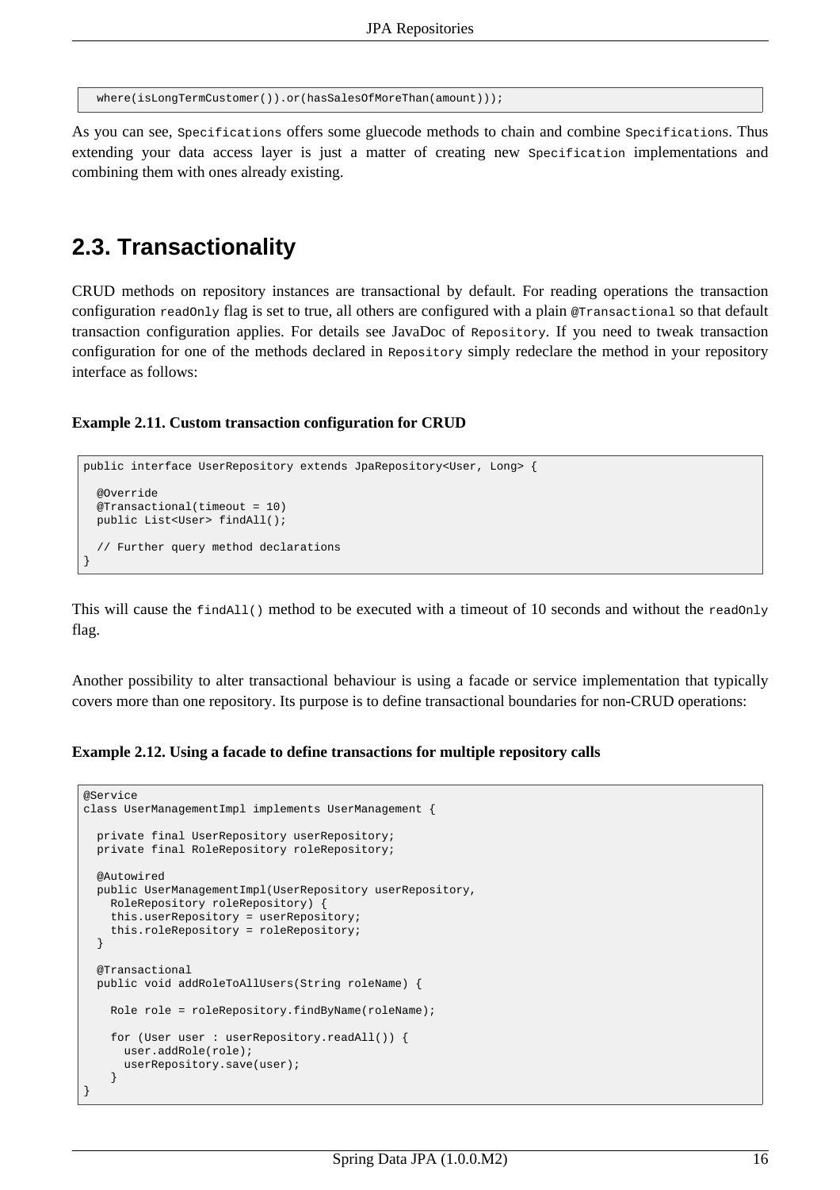```
where(isLongTermCustomer()).or(hasSalesOfMoreThan(amount)));
```

As you can see, `Specifications` offers some gluecode methods to chain and combine `Specification`s. Thus extending your data access layer is just a matter of creating new `Specification` implementations and combining them with ones already existing.

## 2.3. Transactionality

CRUD methods on repository instances are transactional by default. For reading operations the transaction configuration `readOnly` flag is set to true, all others are configured with a plain `@Transactional` so that default transaction configuration applies. For details see JavaDoc of `Repository`. If you need to tweak transaction configuration for one of the methods declared in `Repository` simply redeclare the method in your repository interface as follows:

**Example 2.11. Custom transaction configuration for CRUD**

```
public interface UserRepository extends JpaRepository<User, Long> {

  @Override
  @Transactional(timeout = 10)
  public List<User> findAll();

  // Further query method declarations
}
```

This will cause the `findAll()` method to be executed with a timeout of 10 seconds and without the `readOnly` flag.

Another possibility to alter transactional behaviour is using a facade or service implementation that typically covers more than one repository. Its purpose is to define transactional boundaries for non-CRUD operations:

**Example 2.12. Using a facade to define transactions for multiple repository calls**

```
@Service
class UserManagementImpl implements UserManagement {

  private final UserRepository userRepository;
  private final RoleRepository roleRepository;

  @Autowired
  public UserManagementImpl(UserRepository userRepository,
    RoleRepository roleRepository) {
    this.userRepository = userRepository;
    this.roleRepository = roleRepository;
  }

  @Transactional
  public void addRoleToAllUsers(String roleName) {

    Role role = roleRepository.findByName(roleName);

    for (User user : userRepository.readAll()) {
      user.addRole(role);
      userRepository.save(user);
    }
}
```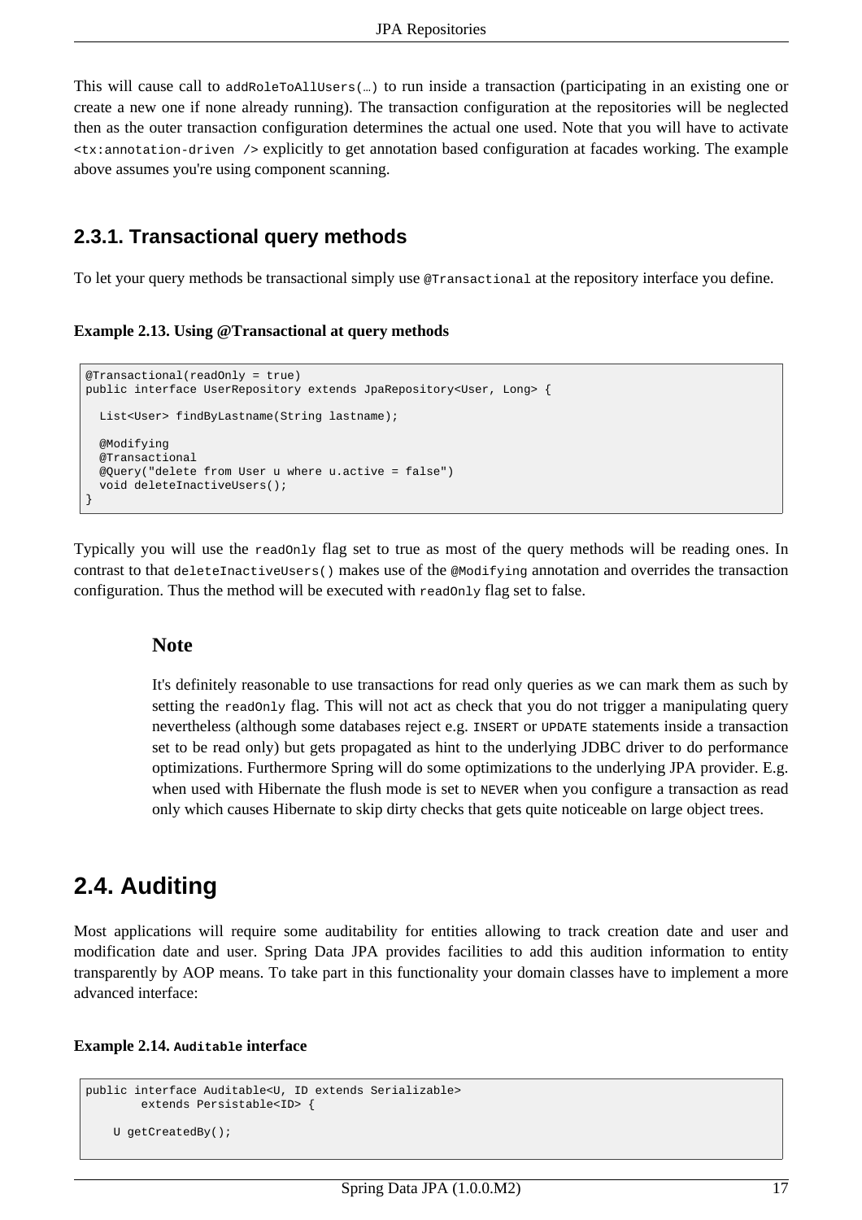This will cause call to `addRoleToAllUsers(…)` to run inside a transaction (participating in an existing one or create a new one if none already running). The transaction configuration at the repositories will be neglected then as the outer transaction configuration determines the actual one used. Note that you will have to activate `<tx:annotation-driven />` explicitly to get annotation based configuration at facades working. The example above assumes you're using component scanning.

### 2.3.1. Transactional query methods

To let your query methods be transactional simply use `@Transactional` at the repository interface you define.

**Example 2.13. Using @Transactional at query methods**

```
@Transactional(readOnly = true)
public interface UserRepository extends JpaRepository<User, Long> {

  List<User> findByLastname(String lastname);

  @Modifying
  @Transactional
  @Query("delete from User u where u.active = false")
  void deleteInactiveUsers();
}
```

Typically you will use the `readOnly` flag set to true as most of the query methods will be reading ones. In contrast to that `deleteInactiveUsers()` makes use of the `@Modifying` annotation and overrides the transaction configuration. Thus the method will be executed with `readOnly` flag set to false.

> **Note**
>
> It's definitely reasonable to use transactions for read only queries as we can mark them as such by setting the `readOnly` flag. This will not act as check that you do not trigger a manipulating query nevertheless (although some databases reject e.g. `INSERT` or `UPDATE` statements inside a transaction set to be read only) but gets propagated as hint to the underlying JDBC driver to do performance optimizations. Furthermore Spring will do some optimizations to the underlying JPA provider. E.g. when used with Hibernate the flush mode is set to `NEVER` when you configure a transaction as read only which causes Hibernate to skip dirty checks that gets quite noticeable on large object trees.

## 2.4. Auditing

Most applications will require some auditability for entities allowing to track creation date and user and modification date and user. Spring Data JPA provides facilities to add this audition information to entity transparently by AOP means. To take part in this functionality your domain classes have to implement a more advanced interface:

**Example 2.14. `Auditable` interface**

```
public interface Auditable<U, ID extends Serializable>
        extends Persistable<ID> {

    U getCreatedBy();
```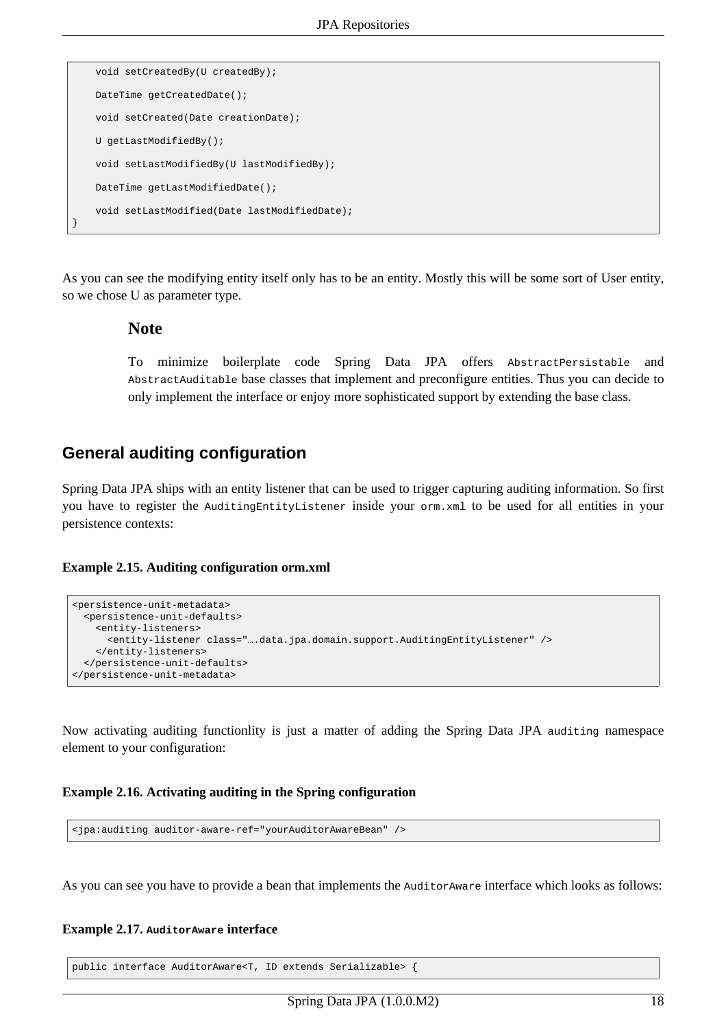```
    void setCreatedBy(U createdBy);

    DateTime getCreatedDate();

    void setCreated(Date creationDate);

    U getLastModifiedBy();

    void setLastModifiedBy(U lastModifiedBy);

    DateTime getLastModifiedDate();

    void setLastModified(Date lastModifiedDate);
}
```

As you can see the modifying entity itself only has to be an entity. Mostly this will be some sort of User entity, so we chose U as parameter type.

> **Note**
>
> To minimize boilerplate code Spring Data JPA offers `AbstractPersistable` and `AbstractAuditable` base classes that implement and preconfigure entities. Thus you can decide to only implement the interface or enjoy more sophisticated support by extending the base class.

## General auditing configuration

Spring Data JPA ships with an entity listener that can be used to trigger capturing auditing information. So first you have to register the `AuditingEntityListener` inside your `orm.xml` to be used for all entities in your persistence contexts:

**Example 2.15. Auditing configuration orm.xml**

```
<persistence-unit-metadata>
  <persistence-unit-defaults>
    <entity-listeners>
      <entity-listener class="….data.jpa.domain.support.AuditingEntityListener" />
    </entity-listeners>
  </persistence-unit-defaults>
</persistence-unit-metadata>
```

Now activating auditing functionlity is just a matter of adding the Spring Data JPA `auditing` namespace element to your configuration:

**Example 2.16. Activating auditing in the Spring configuration**

```
<jpa:auditing auditor-aware-ref="yourAuditorAwareBean" />
```

As you can see you have to provide a bean that implements the `AuditorAware` interface which looks as follows:

**Example 2.17. `AuditorAware` interface**

```
public interface AuditorAware<T, ID extends Serializable> {
```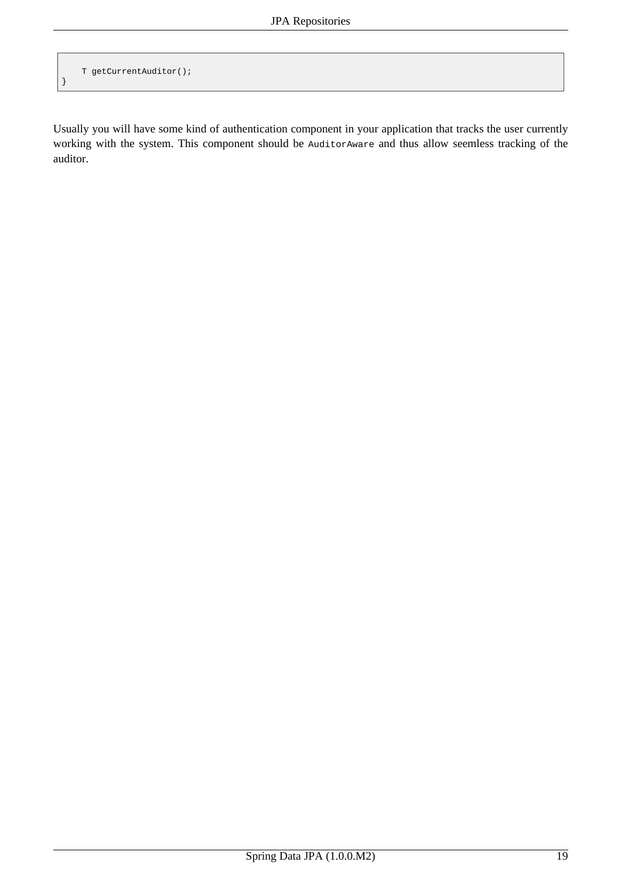```
    T getCurrentAuditor();
}
```

Usually you will have some kind of authentication component in your application that tracks the user currently working with the system. This component should be `AuditorAware` and thus allow seemless tracking of the auditor.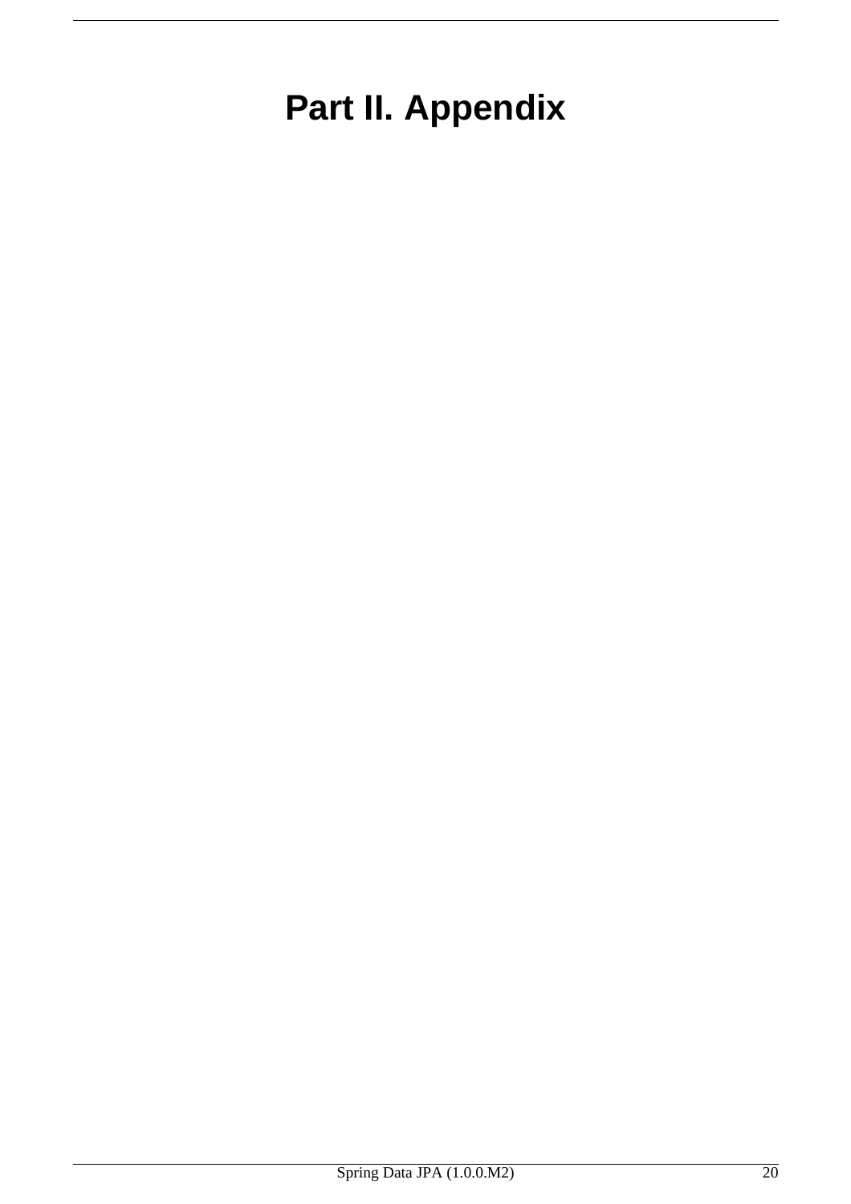# Part II. Appendix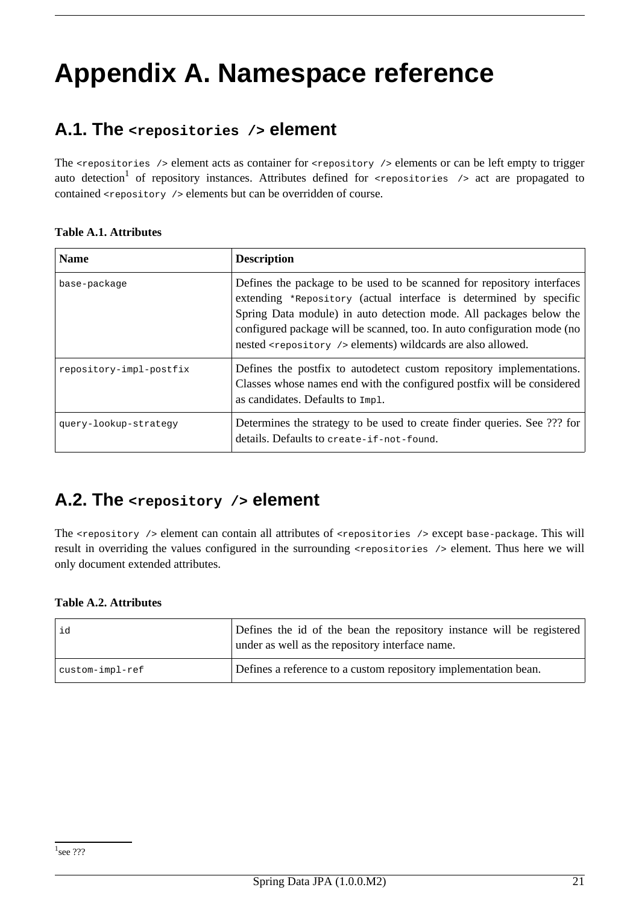# Appendix A. Namespace reference

## A.1. The `<repositories />` element

The `<repositories />` element acts as container for `<repository />` elements or can be left empty to trigger auto detection[1] of repository instances. Attributes defined for `<repositories />` act are propagated to contained `<repository />` elements but can be overridden of course.

**Table A.1. Attributes**

| Name | Description |
|---|---|
| `base-package` | Defines the package to be used to be scanned for repository interfaces extending `*Repository` (actual interface is determined by specific Spring Data module) in auto detection mode. All packages below the configured package will be scanned, too. In auto configuration mode (no nested `<repository />` elements) wildcards are also allowed. |
| `repository-impl-postfix` | Defines the postfix to autodetect custom repository implementations. Classes whose names end with the configured postfix will be considered as candidates. Defaults to `Impl`. |
| `query-lookup-strategy` | Determines the strategy to be used to create finder queries. See ??? for details. Defaults to `create-if-not-found`. |

## A.2. The `<repository />` element

The `<repository />` element can contain all attributes of `<repositories />` except `base-package`. This will result in overriding the values configured in the surrounding `<repositories />` element. Thus here we will only document extended attributes.

**Table A.2. Attributes**

| | |
|---|---|
| `id` | Defines the id of the bean the repository instance will be registered under as well as the repository interface name. |
| `custom-impl-ref` | Defines a reference to a custom repository implementation bean. |

[1] see ???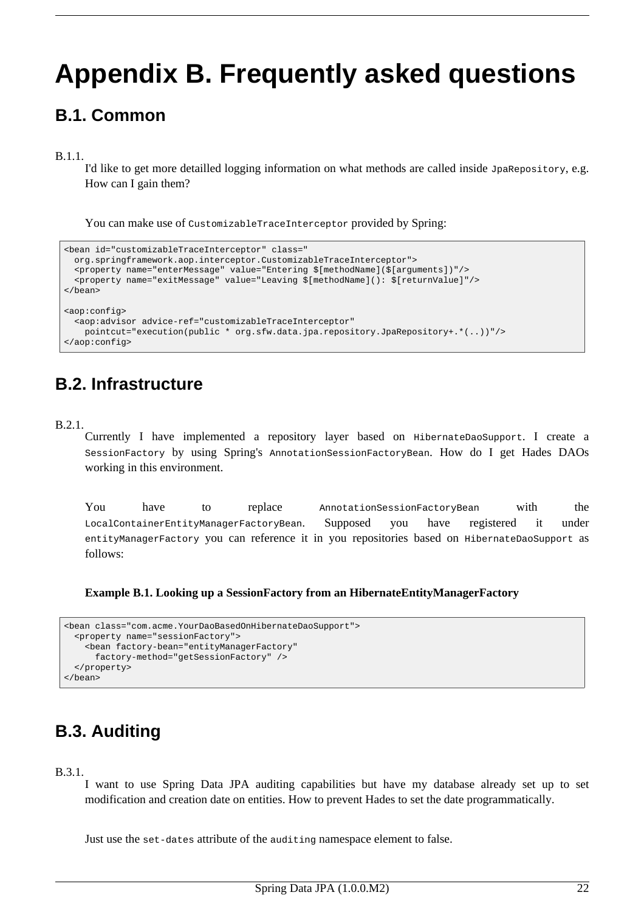# Appendix B. Frequently asked questions

## B.1. Common

B.1.1.

I'd like to get more detailled logging information on what methods are called inside `JpaRepository`, e.g. How can I gain them?

You can make use of `CustomizableTraceInterceptor` provided by Spring:

```
<bean id="customizableTraceInterceptor" class="
  org.springframework.aop.interceptor.CustomizableTraceInterceptor">
  <property name="enterMessage" value="Entering $[methodName]($[arguments])"/>
  <property name="exitMessage" value="Leaving $[methodName](): $[returnValue]"/>
</bean>

<aop:config>
  <aop:advisor advice-ref="customizableTraceInterceptor"
    pointcut="execution(public * org.sfw.data.jpa.repository.JpaRepository+.*(..))"/>
</aop:config>
```

## B.2. Infrastructure

B.2.1.

Currently I have implemented a repository layer based on `HibernateDaoSupport`. I create a `SessionFactory` by using Spring's `AnnotationSessionFactoryBean`. How do I get Hades DAOs working in this environment.

You have to replace `AnnotationSessionFactoryBean` with the `LocalContainerEntityManagerFactoryBean`. Supposed you have registered it under `entityManagerFactory` you can reference it in you repositories based on `HibernateDaoSupport` as follows:

**Example B.1. Looking up a SessionFactory from an HibernateEntityManagerFactory**

```
<bean class="com.acme.YourDaoBasedOnHibernateDaoSupport">
  <property name="sessionFactory">
    <bean factory-bean="entityManagerFactory"
      factory-method="getSessionFactory" />
  </property>
</bean>
```

## B.3. Auditing

B.3.1.

I want to use Spring Data JPA auditing capabilities but have my database already set up to set modification and creation date on entities. How to prevent Hades to set the date programmatically.

Just use the `set-dates` attribute of the `auditing` namespace element to false.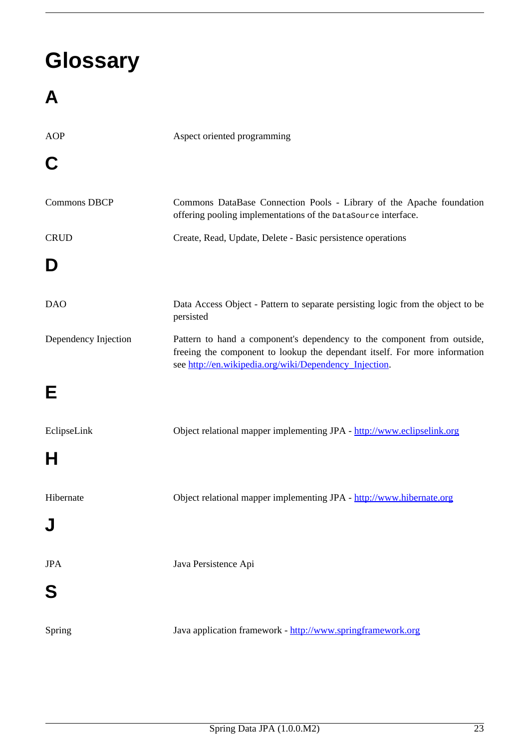# Glossary

## A

AOP
: Aspect oriented programming

## C

Commons DBCP
: Commons DataBase Connection Pools - Library of the Apache foundation offering pooling implementations of the `DataSource` interface.

CRUD
: Create, Read, Update, Delete - Basic persistence operations

## D

DAO
: Data Access Object - Pattern to separate persisting logic from the object to be persisted

Dependency Injection
: Pattern to hand a component's dependency to the component from outside, freeing the component to lookup the dependant itself. For more information see http://en.wikipedia.org/wiki/Dependency_Injection.

## E

EclipseLink
: Object relational mapper implementing JPA - http://www.eclipselink.org

## H

Hibernate
: Object relational mapper implementing JPA - http://www.hibernate.org

## J

JPA
: Java Persistence Api

## S

Spring
: Java application framework - http://www.springframework.org